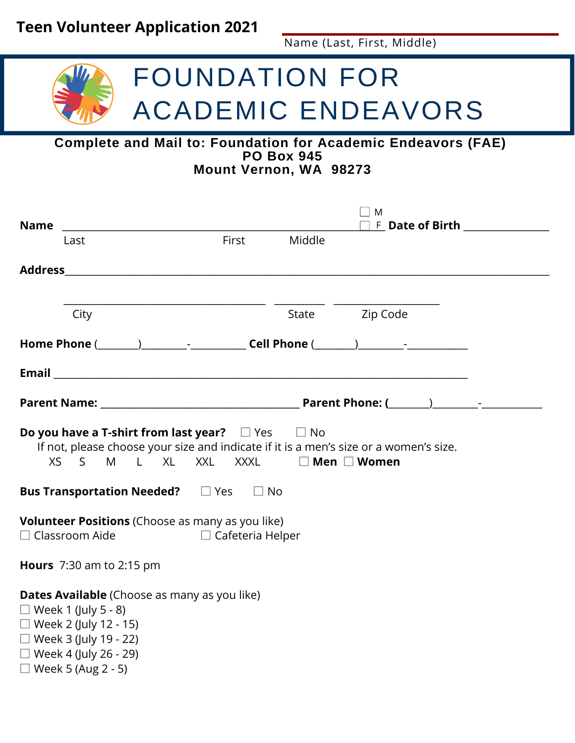# Teen Volunteer Application 2021

Name (Last, First, Middle)

# FOUNDATION FOR ACADEMIC ENDEAVORS

**Complete and Mail to: Foundation for Academic Endeavors (FAE)**
**PO Box 945**
**Mount Vernon, WA 98273**

**Name** ____________________________________________ ☐ M ☐ F **Date of Birth** ______________

Last First Middle

**Address** ________________________________________________________________________

______________________________ ________ ________________

City State Zip Code

**Home Phone** (_______)________-__________ **Cell Phone** (_______)________-___________

**Email** ______________________________________________________________________

**Parent Name:** ___________________________________ **Parent Phone: (**_______)________-___________

**Do you have a T-shirt from last year?** ☐ Yes ☐ No

If not, please choose your size and indicate if it is a men's size or a women's size.

XS S M L XL XXL XXXL ☐ **Men** ☐ **Women**

**Bus Transportation Needed?** ☐ Yes ☐ No

**Volunteer Positions** (Choose as many as you like)

☐ Classroom Aide ☐ Cafeteria Helper

**Hours** 7:30 am to 2:15 pm

**Dates Available** (Choose as many as you like)

☐ Week 1 (July 5 - 8)
☐ Week 2 (July 12 - 15)
☐ Week 3 (July 19 - 22)
☐ Week 4 (July 26 - 29)
☐ Week 5 (Aug 2 - 5)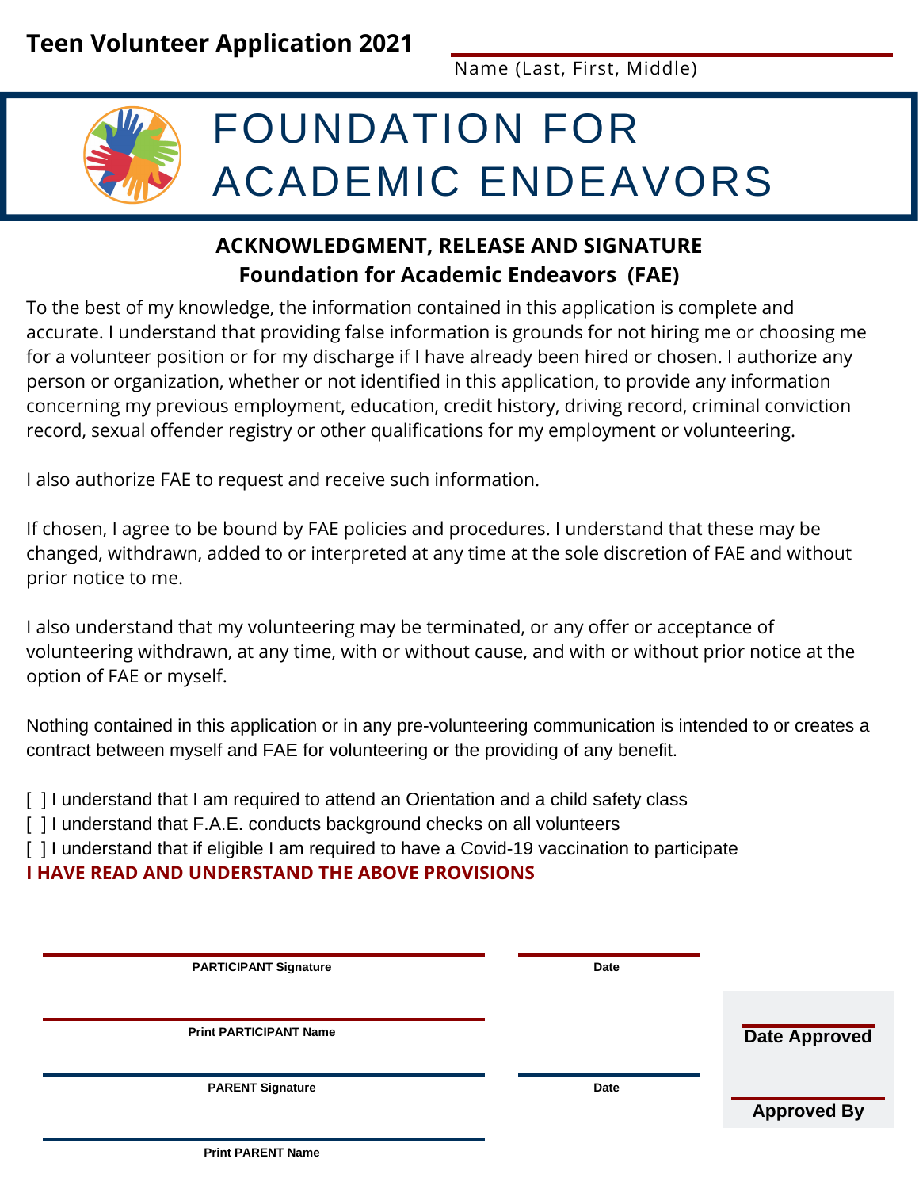**Teen Volunteer Application 2021**

Name (Last, First, Middle)

# FOUNDATION FOR ACADEMIC ENDEAVORS

## ACKNOWLEDGMENT, RELEASE AND SIGNATURE
## Foundation for Academic Endeavors (FAE)

To the best of my knowledge, the information contained in this application is complete and accurate. I understand that providing false information is grounds for not hiring me or choosing me for a volunteer position or for my discharge if I have already been hired or chosen. I authorize any person or organization, whether or not identified in this application, to provide any information concerning my previous employment, education, credit history, driving record, criminal conviction record, sexual offender registry or other qualifications for my employment or volunteering.

I also authorize FAE to request and receive such information.

If chosen, I agree to be bound by FAE policies and procedures. I understand that these may be changed, withdrawn, added to or interpreted at any time at the sole discretion of FAE and without prior notice to me.

I also understand that my volunteering may be terminated, or any offer or acceptance of volunteering withdrawn, at any time, with or without cause, and with or without prior notice at the option of FAE or myself.

Nothing contained in this application or in any pre-volunteering communication is intended to or creates a contract between myself and FAE for volunteering or the providing of any benefit.

[ ] I understand that I am required to attend an Orientation and a child safety class
[ ] I understand that F.A.E. conducts background checks on all volunteers
[ ] I understand that if eligible I am required to have a Covid-19 vaccination to participate

**I HAVE READ AND UNDERSTAND THE ABOVE PROVISIONS**

**PARTICIPANT Signature** — **Date**

**Print PARTICIPANT Name**

**PARENT Signature** — **Date**

**Print PARENT Name**

**Date Approved**

**Approved By**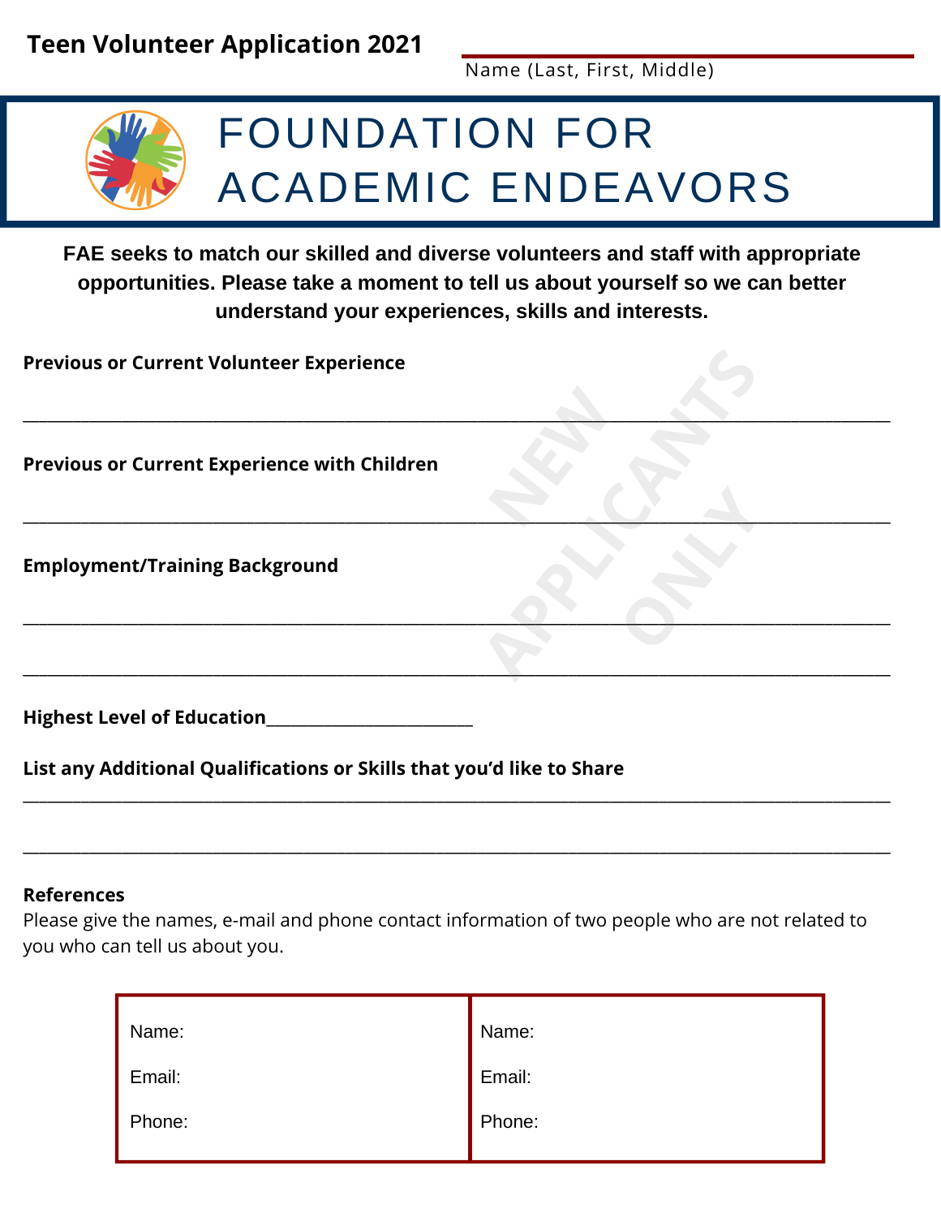**Teen Volunteer Application 2021**

\_\_\_\_\_\_\_\_\_\_\_\_\_\_\_\_\_\_\_\_\_\_\_\_\_\_\_\_\_\_\_\_\_\_\_\_\_\_
Name (Last, First, Middle)

# FOUNDATION FOR ACADEMIC ENDEAVORS

**FAE seeks to match our skilled and diverse volunteers and staff with appropriate opportunities. Please take a moment to tell us about yourself so we can better understand your experiences, skills and interests.**

NEW APPLICANTS ONLY

**Previous or Current Volunteer Experience**

______________________________________________________________________________

**Previous or Current Experience with Children**

______________________________________________________________________________

**Employment/Training Background**

______________________________________________________________________________

______________________________________________________________________________

**Highest Level of Education**________________________

**List any Additional Qualifications or Skills that you'd like to Share**

______________________________________________________________________________

______________________________________________________________________________

**References**

Please give the names, e-mail and phone contact information of two people who are not related to you who can tell us about you.

| | |
|---|---|
| Name: | Name: |
| Email: | Email: |
| Phone: | Phone: |